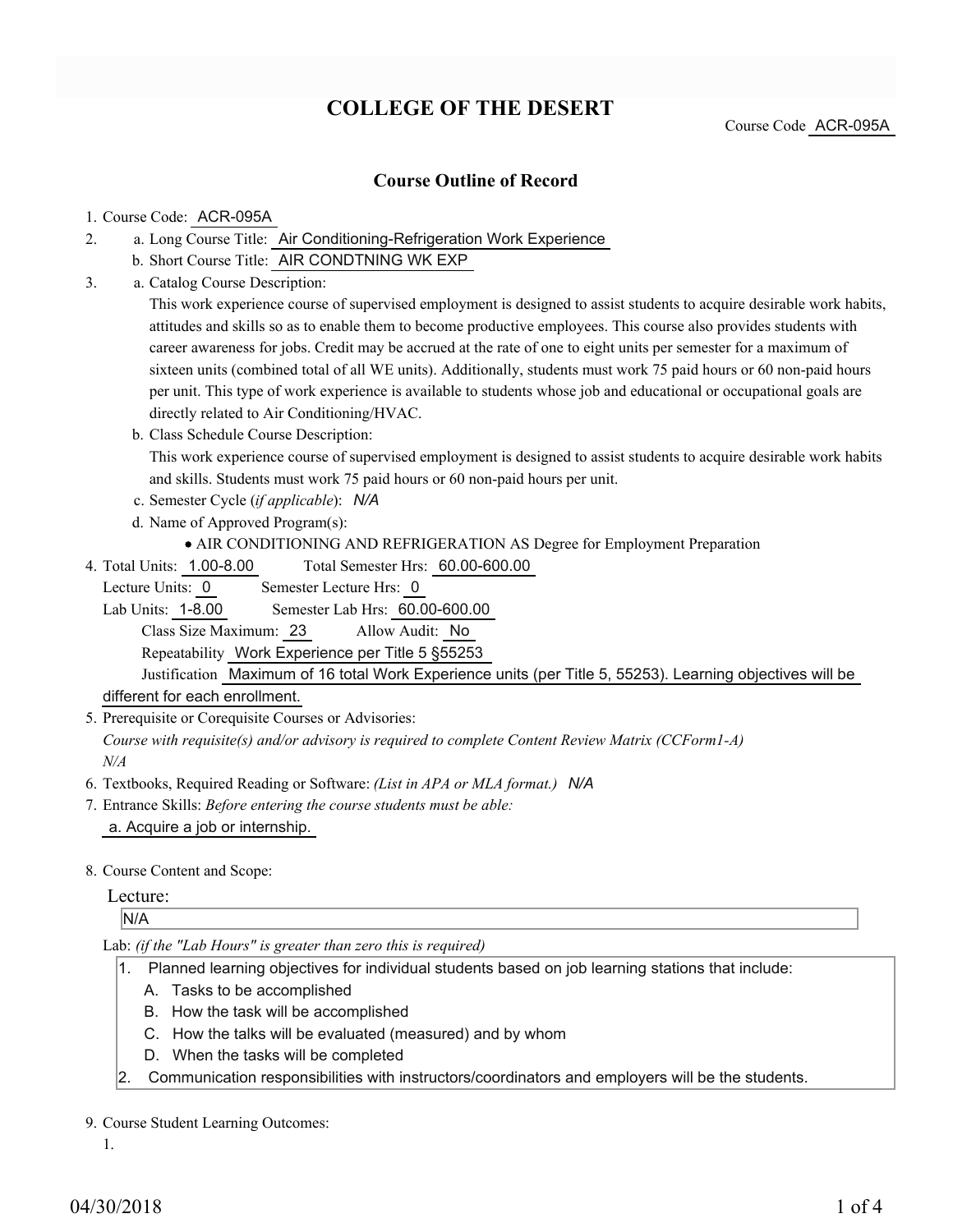# COLLEGE OF THE DESERT

Course Code ACR-095A

## Course Outline of Record

1. Course Code: ACR-095A
2. a. Long Course Title: Air Conditioning-Refrigeration Work Experience
   b. Short Course Title: AIR CONDTNING WK EXP
3. a. Catalog Course Description:

   This work experience course of supervised employment is designed to assist students to acquire desirable work habits, attitudes and skills so as to enable them to become productive employees. This course also provides students with career awareness for jobs. Credit may be accrued at the rate of one to eight units per semester for a maximum of sixteen units (combined total of all WE units). Additionally, students must work 75 paid hours or 60 non-paid hours per unit. This type of work experience is available to students whose job and educational or occupational goals are directly related to Air Conditioning/HVAC.

   b. Class Schedule Course Description:

   This work experience course of supervised employment is designed to assist students to acquire desirable work habits and skills. Students must work 75 paid hours or 60 non-paid hours per unit.

   c. Semester Cycle (*if applicable*): *N/A*

   d. Name of Approved Program(s):

   - AIR CONDITIONING AND REFRIGERATION AS Degree for Employment Preparation
4. Total Units: 1.00-8.00 Total Semester Hrs: 60.00-600.00

   Lecture Units: 0 Semester Lecture Hrs: 0

   Lab Units: 1-8.00 Semester Lab Hrs: 60.00-600.00

   Class Size Maximum: 23 Allow Audit: No

   Repeatability Work Experience per Title 5 §55253

   Justification Maximum of 16 total Work Experience units (per Title 5, 55253). Learning objectives will be different for each enrollment.
5. Prerequisite or Corequisite Courses or Advisories:

   *Course with requisite(s) and/or advisory is required to complete Content Review Matrix (CCForm1-A)*

   *N/A*
6. Textbooks, Required Reading or Software: *(List in APA or MLA format.)* *N/A*
7. Entrance Skills: *Before entering the course students must be able:*

   a. Acquire a job or internship.
8. Course Content and Scope:

   Lecture:

   N/A

   Lab: *(if the "Lab Hours" is greater than zero this is required)*

   1. Planned learning objectives for individual students based on job learning stations that include:
      A. Tasks to be accomplished
      B. How the task will be accomplished
      C. How the talks will be evaluated (measured) and by whom
      D. When the tasks will be completed
   2. Communication responsibilities with instructors/coordinators and employers will be the students.
9. Course Student Learning Outcomes:

   1.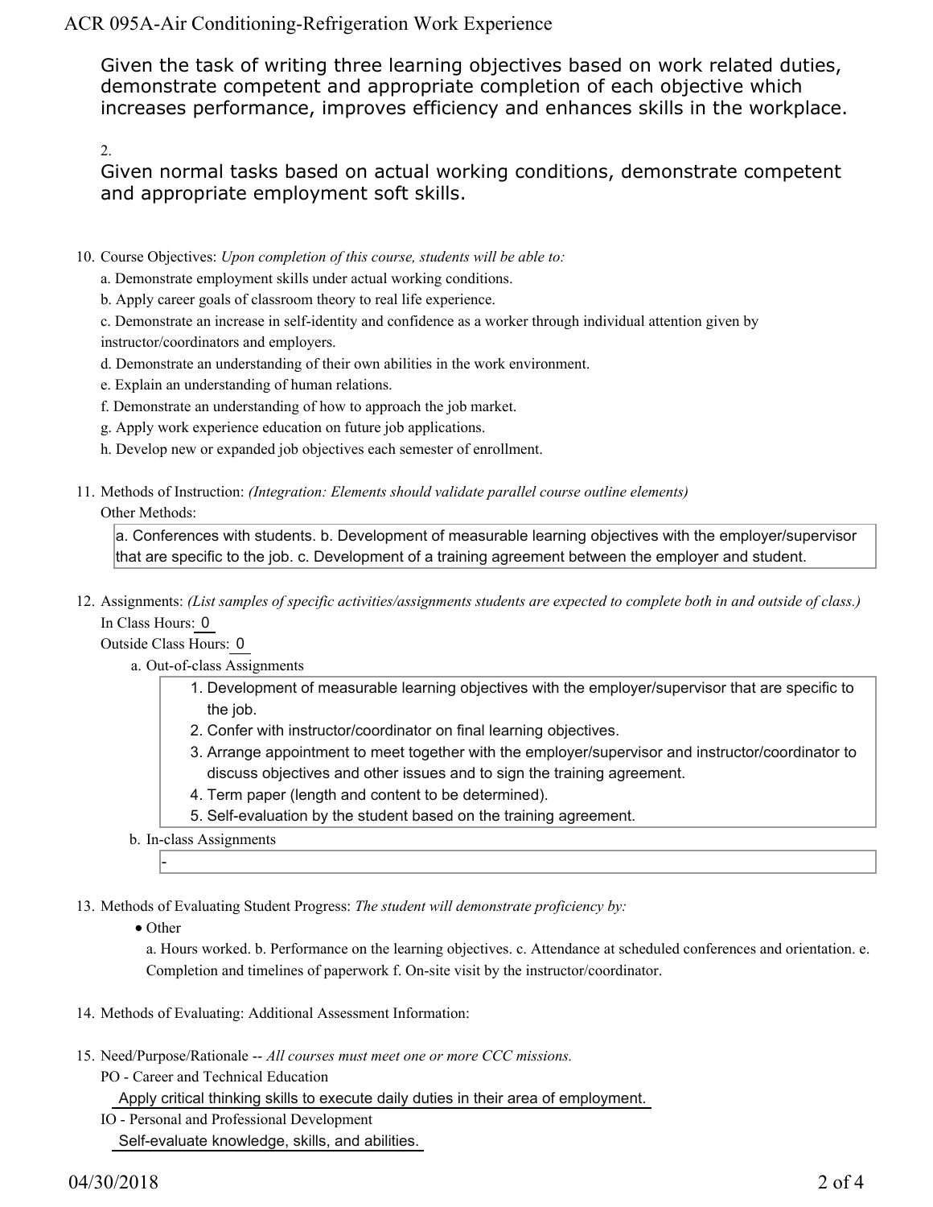Given the task of writing three learning objectives based on work related duties, demonstrate competent and appropriate completion of each objective which increases performance, improves efficiency and enhances skills in the workplace.

2.

Given normal tasks based on actual working conditions, demonstrate competent and appropriate employment soft skills.

10. Course Objectives: *Upon completion of this course, students will be able to:*
    a. Demonstrate employment skills under actual working conditions.
    b. Apply career goals of classroom theory to real life experience.
    c. Demonstrate an increase in self-identity and confidence as a worker through individual attention given by instructor/coordinators and employers.
    d. Demonstrate an understanding of their own abilities in the work environment.
    e. Explain an understanding of human relations.
    f. Demonstrate an understanding of how to approach the job market.
    g. Apply work experience education on future job applications.
    h. Develop new or expanded job objectives each semester of enrollment.

11. Methods of Instruction: *(Integration: Elements should validate parallel course outline elements)*
    Other Methods:
    a. Conferences with students. b. Development of measurable learning objectives with the employer/supervisor that are specific to the job. c. Development of a training agreement between the employer and student.

12. Assignments: *(List samples of specific activities/assignments students are expected to complete both in and outside of class.)*
    In Class Hours: 0
    Outside Class Hours: 0
    a. Out-of-class Assignments
        1. Development of measurable learning objectives with the employer/supervisor that are specific to the job.
        2. Confer with instructor/coordinator on final learning objectives.
        3. Arrange appointment to meet together with the employer/supervisor and instructor/coordinator to discuss objectives and other issues and to sign the training agreement.
        4. Term paper (length and content to be determined).
        5. Self-evaluation by the student based on the training agreement.
    b. In-class Assignments
        -

13. Methods of Evaluating Student Progress: *The student will demonstrate proficiency by:*
    - Other
      a. Hours worked. b. Performance on the learning objectives. c. Attendance at scheduled conferences and orientation. e. Completion and timelines of paperwork f. On-site visit by the instructor/coordinator.

14. Methods of Evaluating: Additional Assessment Information:

15. Need/Purpose/Rationale -- *All courses must meet one or more CCC missions.*
    PO - Career and Technical Education
    Apply critical thinking skills to execute daily duties in their area of employment.
    IO - Personal and Professional Development
    Self-evaluate knowledge, skills, and abilities.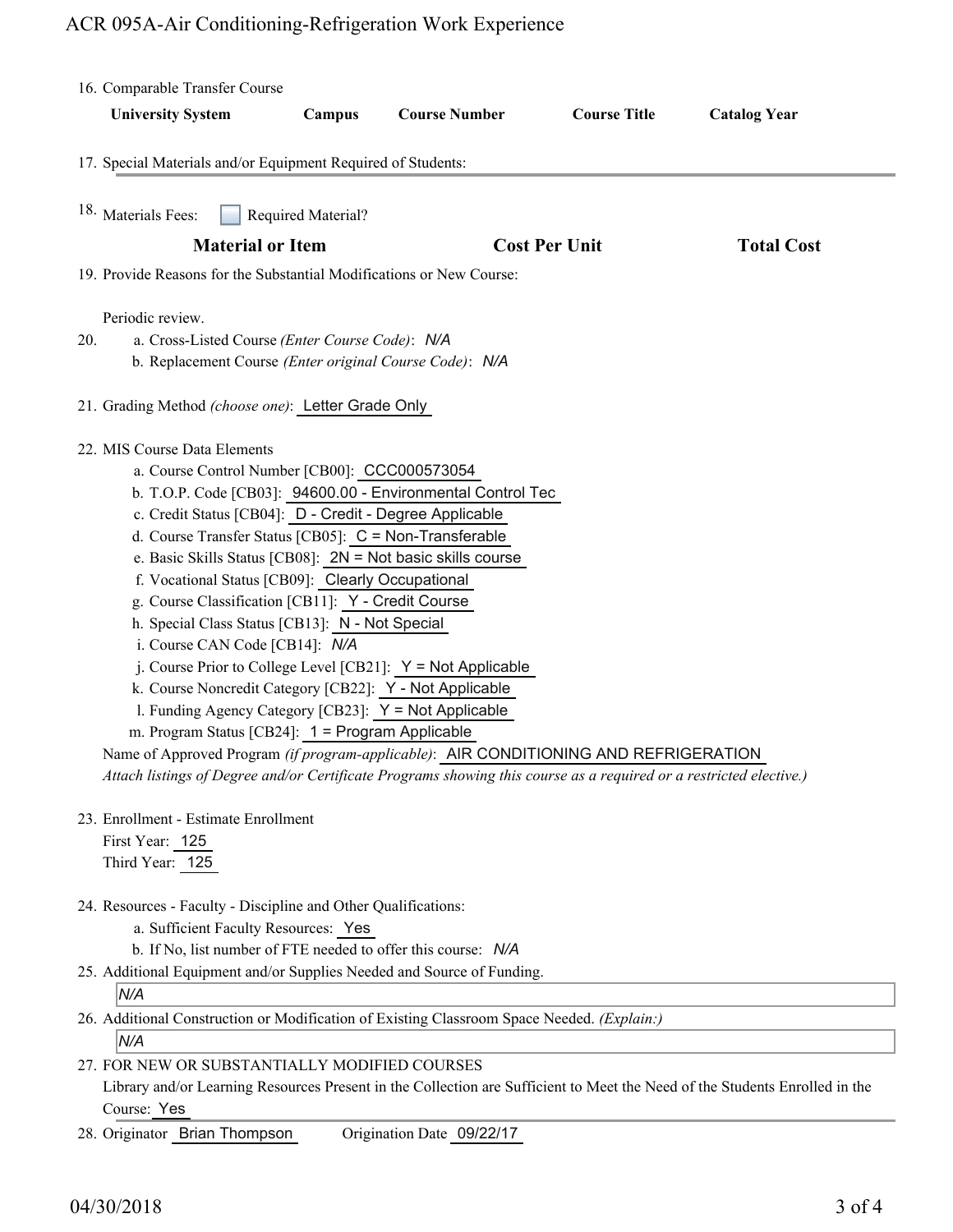16. Comparable Transfer Course

| University System | Campus | Course Number | Course Title | Catalog Year |
|---|---|---|---|---|

17. Special Materials and/or Equipment Required of Students:

18. Materials Fees: ☐ Required Material?

| Material or Item | Cost Per Unit | Total Cost |
|---|---|---|

19. Provide Reasons for the Substantial Modifications or New Course:

    Periodic review.

20. a. Cross-Listed Course *(Enter Course Code)*: *N/A*
    b. Replacement Course *(Enter original Course Code)*: *N/A*

21. Grading Method *(choose one)*: Letter Grade Only

22. MIS Course Data Elements
    a. Course Control Number [CB00]: CCC000573054
    b. T.O.P. Code [CB03]: 94600.00 - Environmental Control Tec
    c. Credit Status [CB04]: D - Credit - Degree Applicable
    d. Course Transfer Status [CB05]: C = Non-Transferable
    e. Basic Skills Status [CB08]: 2N = Not basic skills course
    f. Vocational Status [CB09]: Clearly Occupational
    g. Course Classification [CB11]: Y - Credit Course
    h. Special Class Status [CB13]: N - Not Special
    i. Course CAN Code [CB14]: *N/A*
    j. Course Prior to College Level [CB21]: Y = Not Applicable
    k. Course Noncredit Category [CB22]: Y - Not Applicable
    l. Funding Agency Category [CB23]: Y = Not Applicable
    m. Program Status [CB24]: 1 = Program Applicable

    Name of Approved Program *(if program-applicable)*: AIR CONDITIONING AND REFRIGERATION
    *Attach listings of Degree and/or Certificate Programs showing this course as a required or a restricted elective.)*

23. Enrollment - Estimate Enrollment
    First Year: 125
    Third Year: 125

24. Resources - Faculty - Discipline and Other Qualifications:
    a. Sufficient Faculty Resources: Yes
    b. If No, list number of FTE needed to offer this course: *N/A*

25. Additional Equipment and/or Supplies Needed and Source of Funding.
    *N/A*

26. Additional Construction or Modification of Existing Classroom Space Needed. *(Explain:)*
    *N/A*

27. FOR NEW OR SUBSTANTIALLY MODIFIED COURSES
    Library and/or Learning Resources Present in the Collection are Sufficient to Meet the Need of the Students Enrolled in the Course: Yes

28. Originator Brian Thompson Origination Date 09/22/17